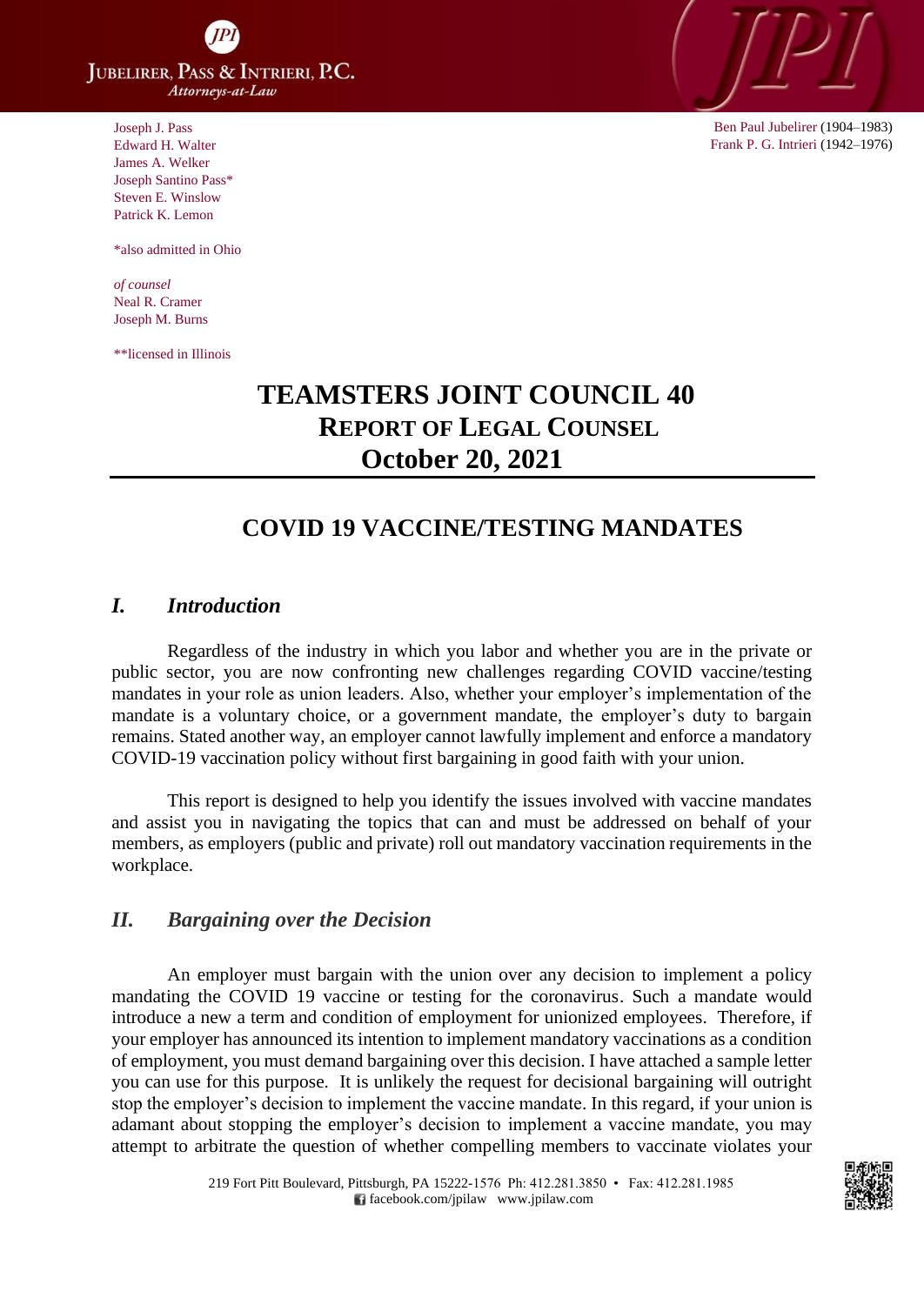Joseph J. Pass
Edward H. Walter
James A. Welker
Joseph Santino Pass*
Steven E. Winslow
Patrick K. Lemon

*also admitted in Ohio

*of counsel*
Neal R. Cramer
Joseph M. Burns

**licensed in Illinois

Ben Paul Jubelirer (1904–1983)
Frank P. G. Intrieri (1942–1976)

# TEAMSTERS JOINT COUNCIL 40
## REPORT OF LEGAL COUNSEL
## October 20, 2021

## COVID 19 VACCINE/TESTING MANDATES

### *I. Introduction*

Regardless of the industry in which you labor and whether you are in the private or public sector, you are now confronting new challenges regarding COVID vaccine/testing mandates in your role as union leaders. Also, whether your employer's implementation of the mandate is a voluntary choice, or a government mandate, the employer's duty to bargain remains. Stated another way, an employer cannot lawfully implement and enforce a mandatory COVID-19 vaccination policy without first bargaining in good faith with your union.

This report is designed to help you identify the issues involved with vaccine mandates and assist you in navigating the topics that can and must be addressed on behalf of your members, as employers (public and private) roll out mandatory vaccination requirements in the workplace.

### *II. Bargaining over the Decision*

An employer must bargain with the union over any decision to implement a policy mandating the COVID 19 vaccine or testing for the coronavirus. Such a mandate would introduce a new term and condition of employment for unionized employees. Therefore, if your employer has announced its intention to implement mandatory vaccinations as a condition of employment, you must demand bargaining over this decision. I have attached a sample letter you can use for this purpose. It is unlikely the request for decisional bargaining will outright stop the employer's decision to implement the vaccine mandate. In this regard, if your union is adamant about stopping the employer's decision to implement a vaccine mandate, you may attempt to arbitrate the question of whether compelling members to vaccinate violates your

219 Fort Pitt Boulevard, Pittsburgh, PA 15222-1576 Ph: 412.281.3850 • Fax: 412.281.1985
facebook.com/jpilaw www.jpilaw.com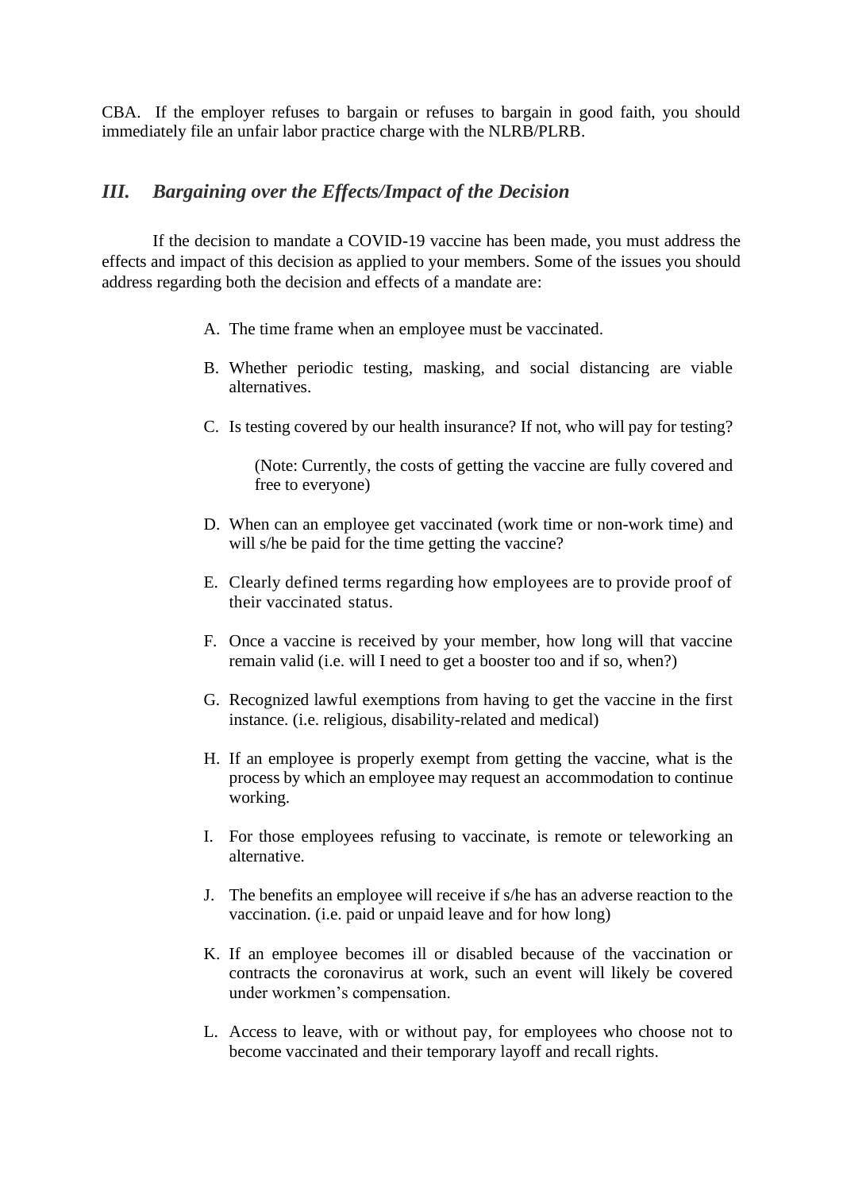CBA. If the employer refuses to bargain or refuses to bargain in good faith, you should immediately file an unfair labor practice charge with the NLRB/PLRB.

## *III. Bargaining over the Effects/Impact of the Decision*

If the decision to mandate a COVID-19 vaccine has been made, you must address the effects and impact of this decision as applied to your members. Some of the issues you should address regarding both the decision and effects of a mandate are:

A. The time frame when an employee must be vaccinated.

B. Whether periodic testing, masking, and social distancing are viable alternatives.

C. Is testing covered by our health insurance? If not, who will pay for testing?

   (Note: Currently, the costs of getting the vaccine are fully covered and free to everyone)

D. When can an employee get vaccinated (work time or non-work time) and will s/he be paid for the time getting the vaccine?

E. Clearly defined terms regarding how employees are to provide proof of their vaccinated status.

F. Once a vaccine is received by your member, how long will that vaccine remain valid (i.e. will I need to get a booster too and if so, when?)

G. Recognized lawful exemptions from having to get the vaccine in the first instance. (i.e. religious, disability-related and medical)

H. If an employee is properly exempt from getting the vaccine, what is the process by which an employee may request an accommodation to continue working.

I. For those employees refusing to vaccinate, is remote or teleworking an alternative.

J. The benefits an employee will receive if s/he has an adverse reaction to the vaccination. (i.e. paid or unpaid leave and for how long)

K. If an employee becomes ill or disabled because of the vaccination or contracts the coronavirus at work, such an event will likely be covered under workmen's compensation.

L. Access to leave, with or without pay, for employees who choose not to become vaccinated and their temporary layoff and recall rights.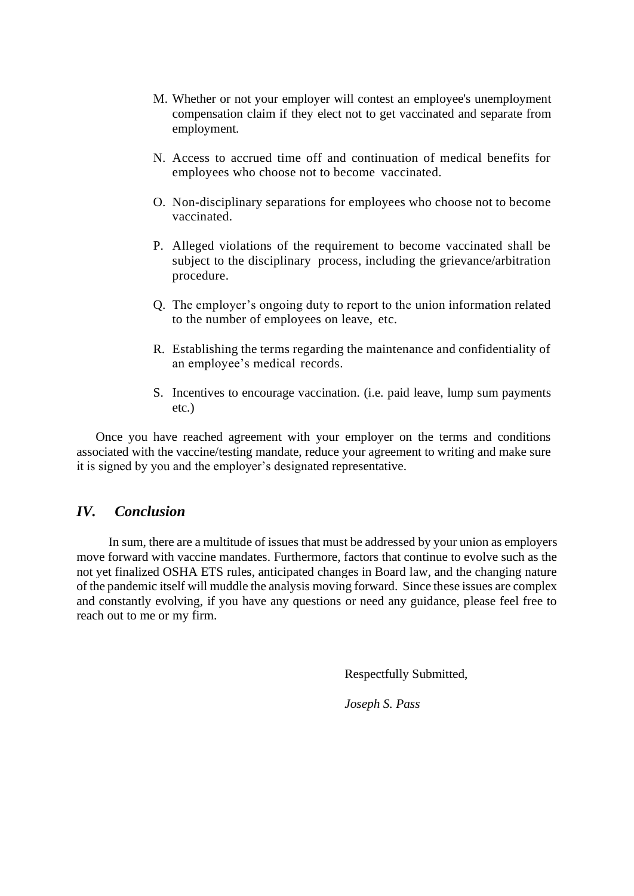M. Whether or not your employer will contest an employee's unemployment compensation claim if they elect not to get vaccinated and separate from employment.

N. Access to accrued time off and continuation of medical benefits for employees who choose not to become vaccinated.

O. Non-disciplinary separations for employees who choose not to become vaccinated.

P. Alleged violations of the requirement to become vaccinated shall be subject to the disciplinary process, including the grievance/arbitration procedure.

Q. The employer's ongoing duty to report to the union information related to the number of employees on leave, etc.

R. Establishing the terms regarding the maintenance and confidentiality of an employee's medical records.

S. Incentives to encourage vaccination. (i.e. paid leave, lump sum payments etc.)

Once you have reached agreement with your employer on the terms and conditions associated with the vaccine/testing mandate, reduce your agreement to writing and make sure it is signed by you and the employer's designated representative.

## *IV. Conclusion*

In sum, there are a multitude of issues that must be addressed by your union as employers move forward with vaccine mandates. Furthermore, factors that continue to evolve such as the not yet finalized OSHA ETS rules, anticipated changes in Board law, and the changing nature of the pandemic itself will muddle the analysis moving forward. Since these issues are complex and constantly evolving, if you have any questions or need any guidance, please feel free to reach out to me or my firm.

Respectfully Submitted,

*Joseph S. Pass*